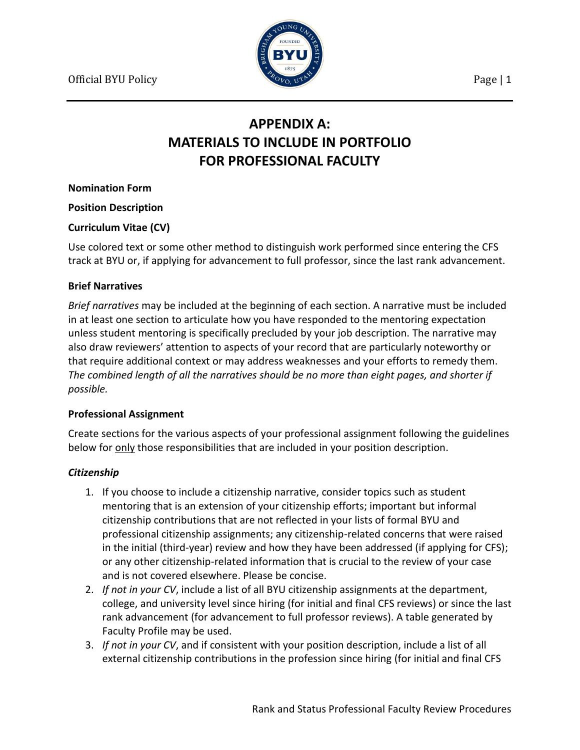# APPENDIX A: MATERIALS TO INCLUDE IN PORTFOLIO FOR PROFESSIONAL FACULTY

**Nomination Form**

**Position Description**

**Curriculum Vitae (CV)**

Use colored text or some other method to distinguish work performed since entering the CFS track at BYU or, if applying for advancement to full professor, since the last rank advancement.

**Brief Narratives**

*Brief narratives* may be included at the beginning of each section. A narrative must be included in at least one section to articulate how you have responded to the mentoring expectation unless student mentoring is specifically precluded by your job description. The narrative may also draw reviewers' attention to aspects of your record that are particularly noteworthy or that require additional context or may address weaknesses and your efforts to remedy them. *The combined length of all the narratives should be no more than eight pages, and shorter if possible.*

**Professional Assignment**

Create sections for the various aspects of your professional assignment following the guidelines below for <u>only</u> those responsibilities that are included in your position description.

***Citizenship***

1. If you choose to include a citizenship narrative, consider topics such as student mentoring that is an extension of your citizenship efforts; important but informal citizenship contributions that are not reflected in your lists of formal BYU and professional citizenship assignments; any citizenship-related concerns that were raised in the initial (third-year) review and how they have been addressed (if applying for CFS); or any other citizenship-related information that is crucial to the review of your case and is not covered elsewhere. Please be concise.
2. *If not in your CV*, include a list of all BYU citizenship assignments at the department, college, and university level since hiring (for initial and final CFS reviews) or since the last rank advancement (for advancement to full professor reviews). A table generated by Faculty Profile may be used.
3. *If not in your CV*, and if consistent with your position description, include a list of all external citizenship contributions in the profession since hiring (for initial and final CFS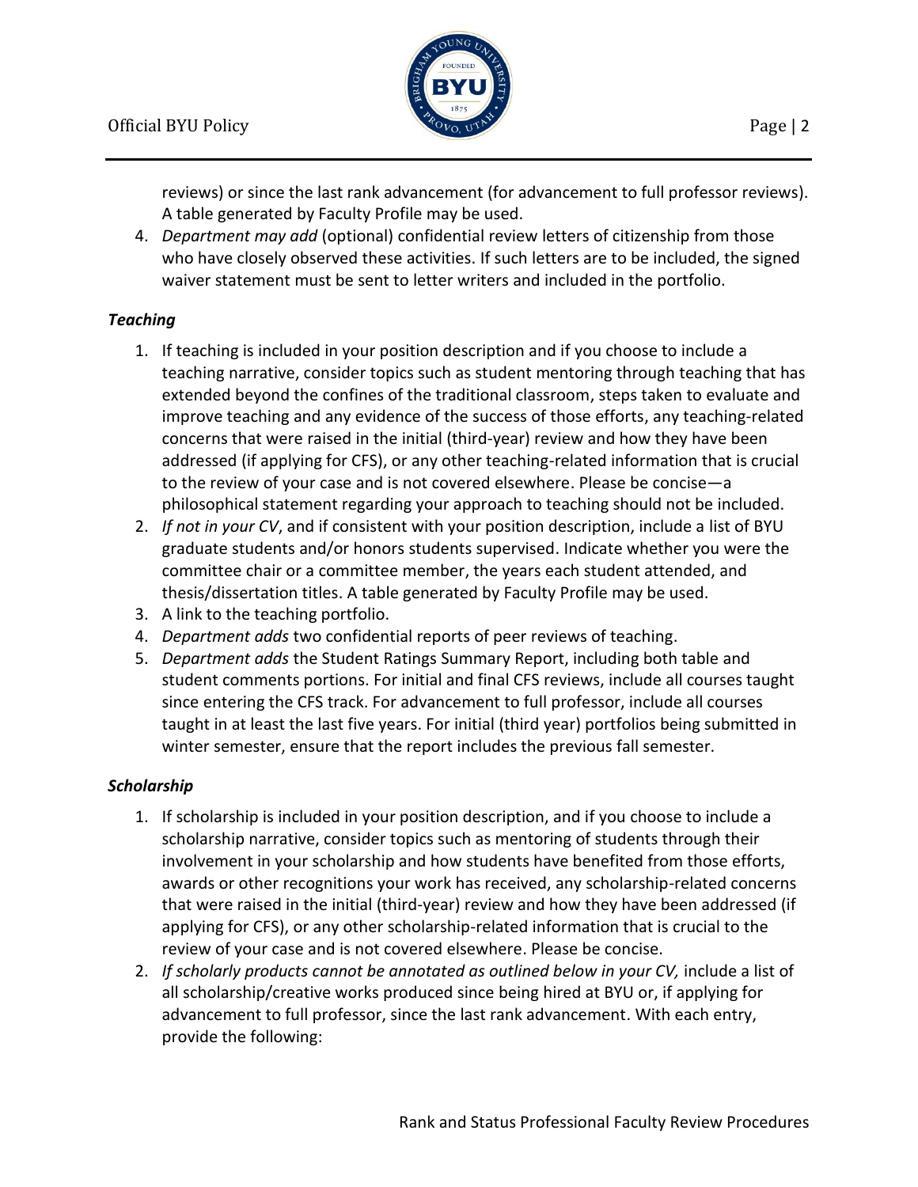reviews) or since the last rank advancement (for advancement to full professor reviews). A table generated by Faculty Profile may be used.

4. *Department may add* (optional) confidential review letters of citizenship from those who have closely observed these activities. If such letters are to be included, the signed waiver statement must be sent to letter writers and included in the portfolio.

### *Teaching*

1. If teaching is included in your position description and if you choose to include a teaching narrative, consider topics such as student mentoring through teaching that has extended beyond the confines of the traditional classroom, steps taken to evaluate and improve teaching and any evidence of the success of those efforts, any teaching-related concerns that were raised in the initial (third-year) review and how they have been addressed (if applying for CFS), or any other teaching-related information that is crucial to the review of your case and is not covered elsewhere. Please be concise—a philosophical statement regarding your approach to teaching should not be included.
2. *If not in your CV*, and if consistent with your position description, include a list of BYU graduate students and/or honors students supervised. Indicate whether you were the committee chair or a committee member, the years each student attended, and thesis/dissertation titles. A table generated by Faculty Profile may be used.
3. A link to the teaching portfolio.
4. *Department adds* two confidential reports of peer reviews of teaching.
5. *Department adds* the Student Ratings Summary Report, including both table and student comments portions. For initial and final CFS reviews, include all courses taught since entering the CFS track. For advancement to full professor, include all courses taught in at least the last five years. For initial (third year) portfolios being submitted in winter semester, ensure that the report includes the previous fall semester.

### *Scholarship*

1. If scholarship is included in your position description, and if you choose to include a scholarship narrative, consider topics such as mentoring of students through their involvement in your scholarship and how students have benefited from those efforts, awards or other recognitions your work has received, any scholarship-related concerns that were raised in the initial (third-year) review and how they have been addressed (if applying for CFS), or any other scholarship-related information that is crucial to the review of your case and is not covered elsewhere. Please be concise.
2. *If scholarly products cannot be annotated as outlined below in your CV,* include a list of all scholarship/creative works produced since being hired at BYU or, if applying for advancement to full professor, since the last rank advancement. With each entry, provide the following: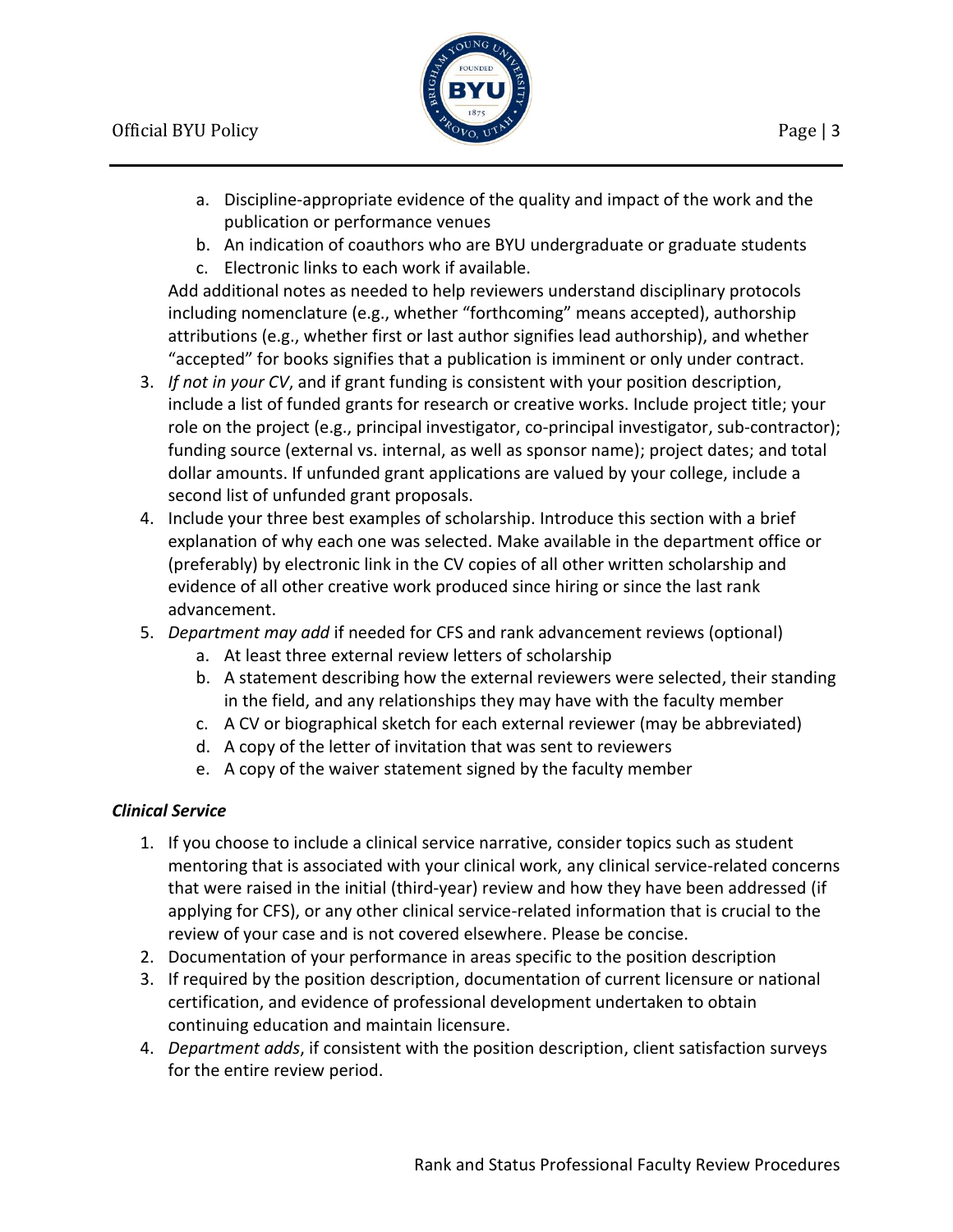a. Discipline-appropriate evidence of the quality and impact of the work and the publication or performance venues
   b. An indication of coauthors who are BYU undergraduate or graduate students
   c. Electronic links to each work if available.

   Add additional notes as needed to help reviewers understand disciplinary protocols including nomenclature (e.g., whether "forthcoming" means accepted), authorship attributions (e.g., whether first or last author signifies lead authorship), and whether "accepted" for books signifies that a publication is imminent or only under contract.

3. *If not in your CV*, and if grant funding is consistent with your position description, include a list of funded grants for research or creative works. Include project title; your role on the project (e.g., principal investigator, co-principal investigator, sub-contractor); funding source (external vs. internal, as well as sponsor name); project dates; and total dollar amounts. If unfunded grant applications are valued by your college, include a second list of unfunded grant proposals.
4. Include your three best examples of scholarship. Introduce this section with a brief explanation of why each one was selected. Make available in the department office or (preferably) by electronic link in the CV copies of all other written scholarship and evidence of all other creative work produced since hiring or since the last rank advancement.
5. *Department may add* if needed for CFS and rank advancement reviews (optional)
   a. At least three external review letters of scholarship
   b. A statement describing how the external reviewers were selected, their standing in the field, and any relationships they may have with the faculty member
   c. A CV or biographical sketch for each external reviewer (may be abbreviated)
   d. A copy of the letter of invitation that was sent to reviewers
   e. A copy of the waiver statement signed by the faculty member

***Clinical Service***

1. If you choose to include a clinical service narrative, consider topics such as student mentoring that is associated with your clinical work, any clinical service-related concerns that were raised in the initial (third-year) review and how they have been addressed (if applying for CFS), or any other clinical service-related information that is crucial to the review of your case and is not covered elsewhere. Please be concise.
2. Documentation of your performance in areas specific to the position description
3. If required by the position description, documentation of current licensure or national certification, and evidence of professional development undertaken to obtain continuing education and maintain licensure.
4. *Department adds*, if consistent with the position description, client satisfaction surveys for the entire review period.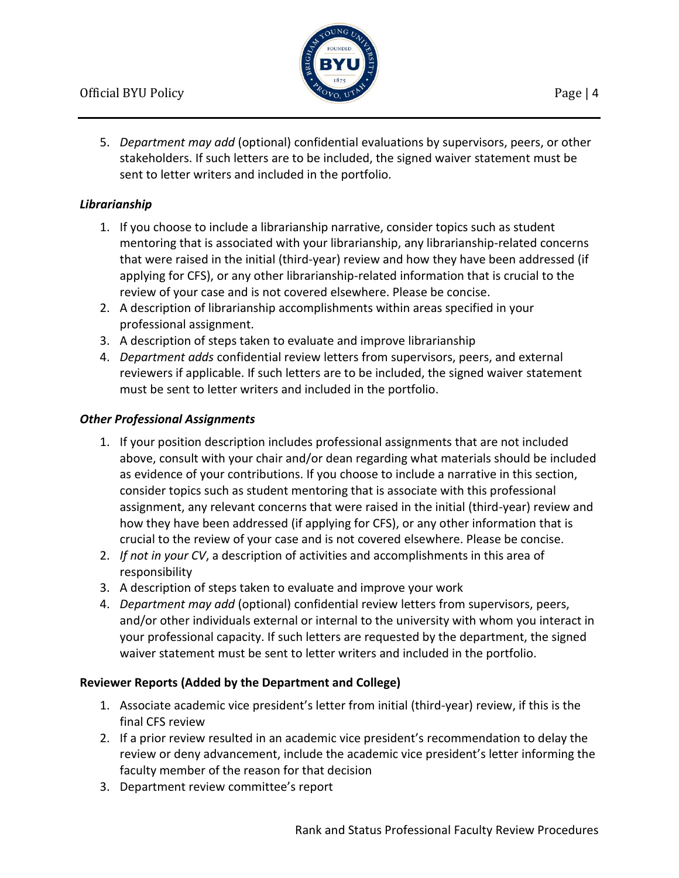5. *Department may add* (optional) confidential evaluations by supervisors, peers, or other stakeholders. If such letters are to be included, the signed waiver statement must be sent to letter writers and included in the portfolio.

### *Librarianship*

1. If you choose to include a librarianship narrative, consider topics such as student mentoring that is associated with your librarianship, any librarianship-related concerns that were raised in the initial (third-year) review and how they have been addressed (if applying for CFS), or any other librarianship-related information that is crucial to the review of your case and is not covered elsewhere. Please be concise.
2. A description of librarianship accomplishments within areas specified in your professional assignment.
3. A description of steps taken to evaluate and improve librarianship
4. *Department adds* confidential review letters from supervisors, peers, and external reviewers if applicable. If such letters are to be included, the signed waiver statement must be sent to letter writers and included in the portfolio.

### *Other Professional Assignments*

1. If your position description includes professional assignments that are not included above, consult with your chair and/or dean regarding what materials should be included as evidence of your contributions. If you choose to include a narrative in this section, consider topics such as student mentoring that is associate with this professional assignment, any relevant concerns that were raised in the initial (third-year) review and how they have been addressed (if applying for CFS), or any other information that is crucial to the review of your case and is not covered elsewhere. Please be concise.
2. *If not in your CV*, a description of activities and accomplishments in this area of responsibility
3. A description of steps taken to evaluate and improve your work
4. *Department may add* (optional) confidential review letters from supervisors, peers, and/or other individuals external or internal to the university with whom you interact in your professional capacity. If such letters are requested by the department, the signed waiver statement must be sent to letter writers and included in the portfolio.

### **Reviewer Reports (Added by the Department and College)**

1. Associate academic vice president's letter from initial (third-year) review, if this is the final CFS review
2. If a prior review resulted in an academic vice president's recommendation to delay the review or deny advancement, include the academic vice president's letter informing the faculty member of the reason for that decision
3. Department review committee's report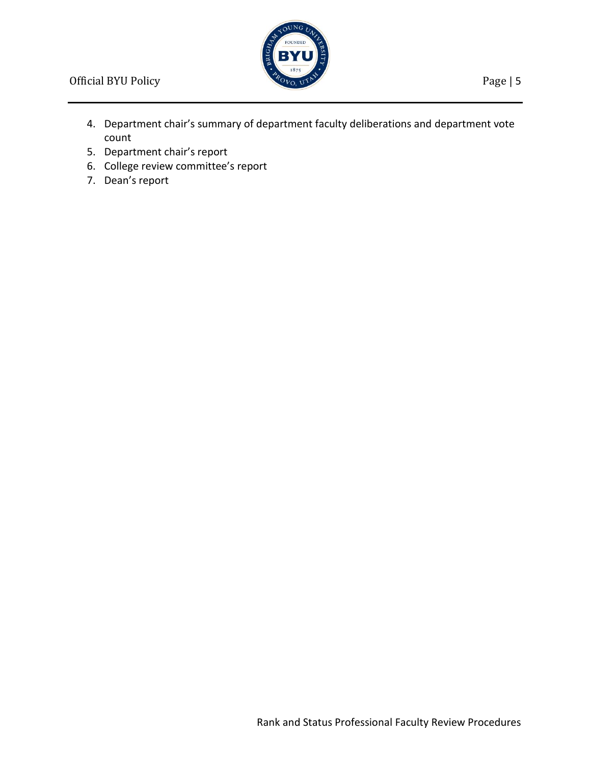4. Department chair's summary of department faculty deliberations and department vote count
5. Department chair's report
6. College review committee's report
7. Dean's report